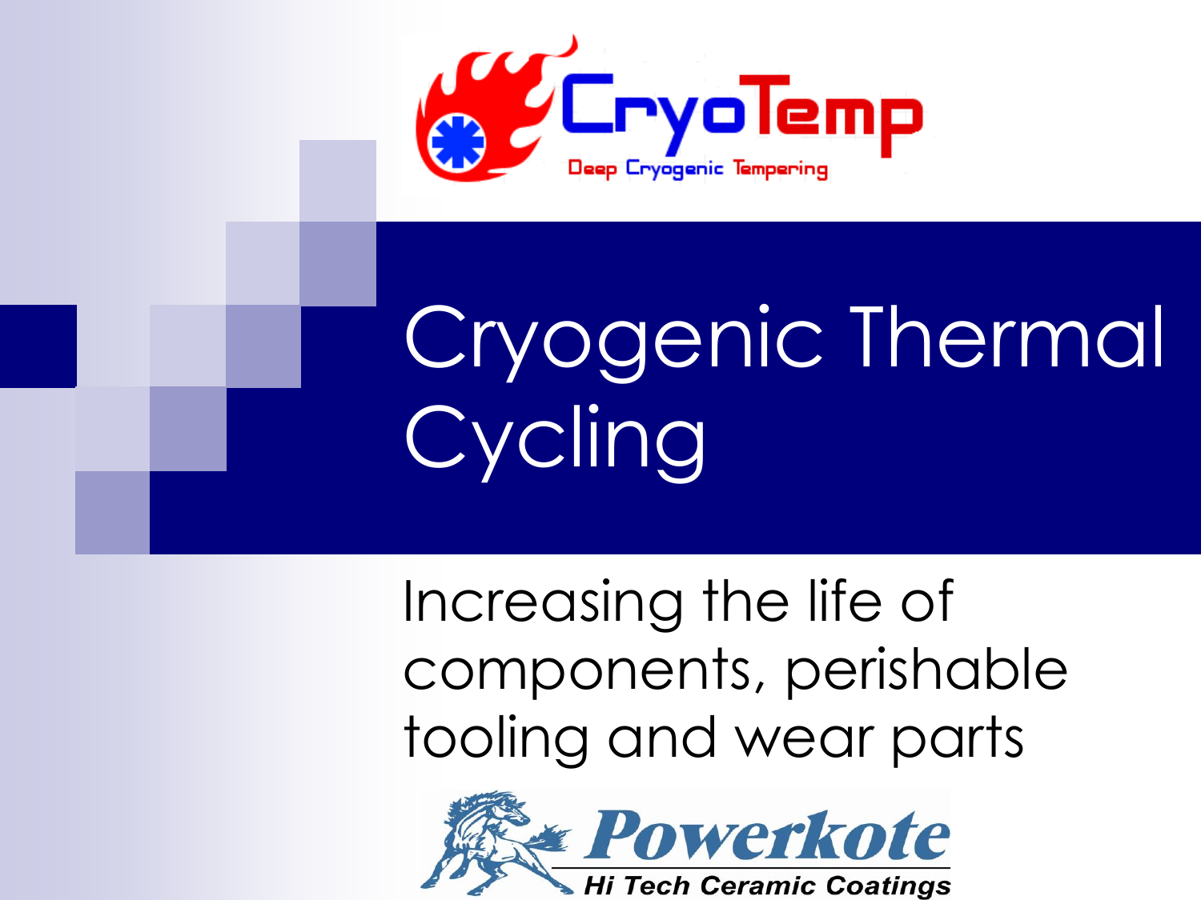CryoTemp

Deep Cryogenic Tempering

# Cryogenic Thermal Cycling

Increasing the life of components, perishable tooling and wear parts

Powerkote

Hi Tech Ceramic Coatings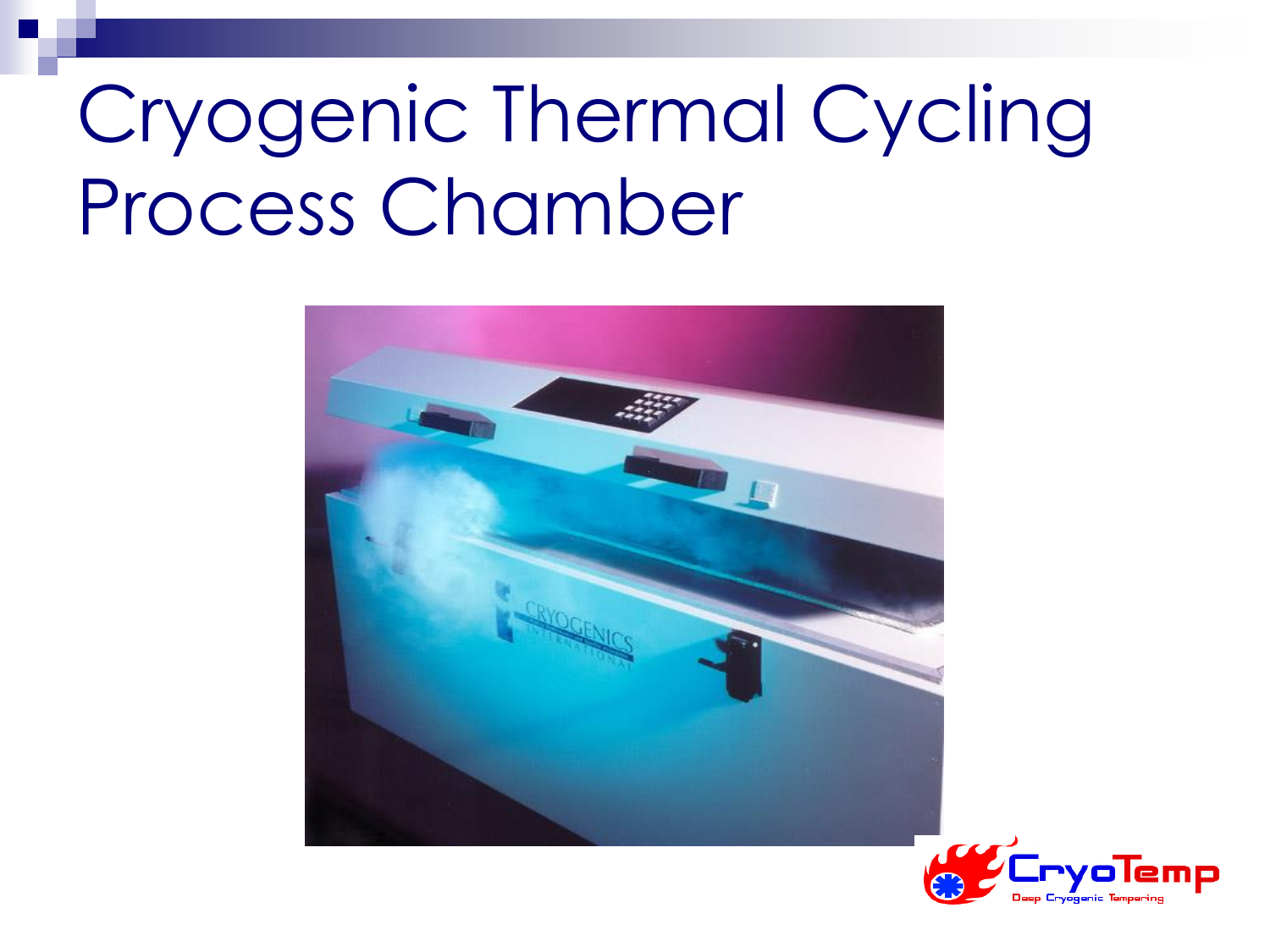# Cryogenic Thermal Cycling Process Chamber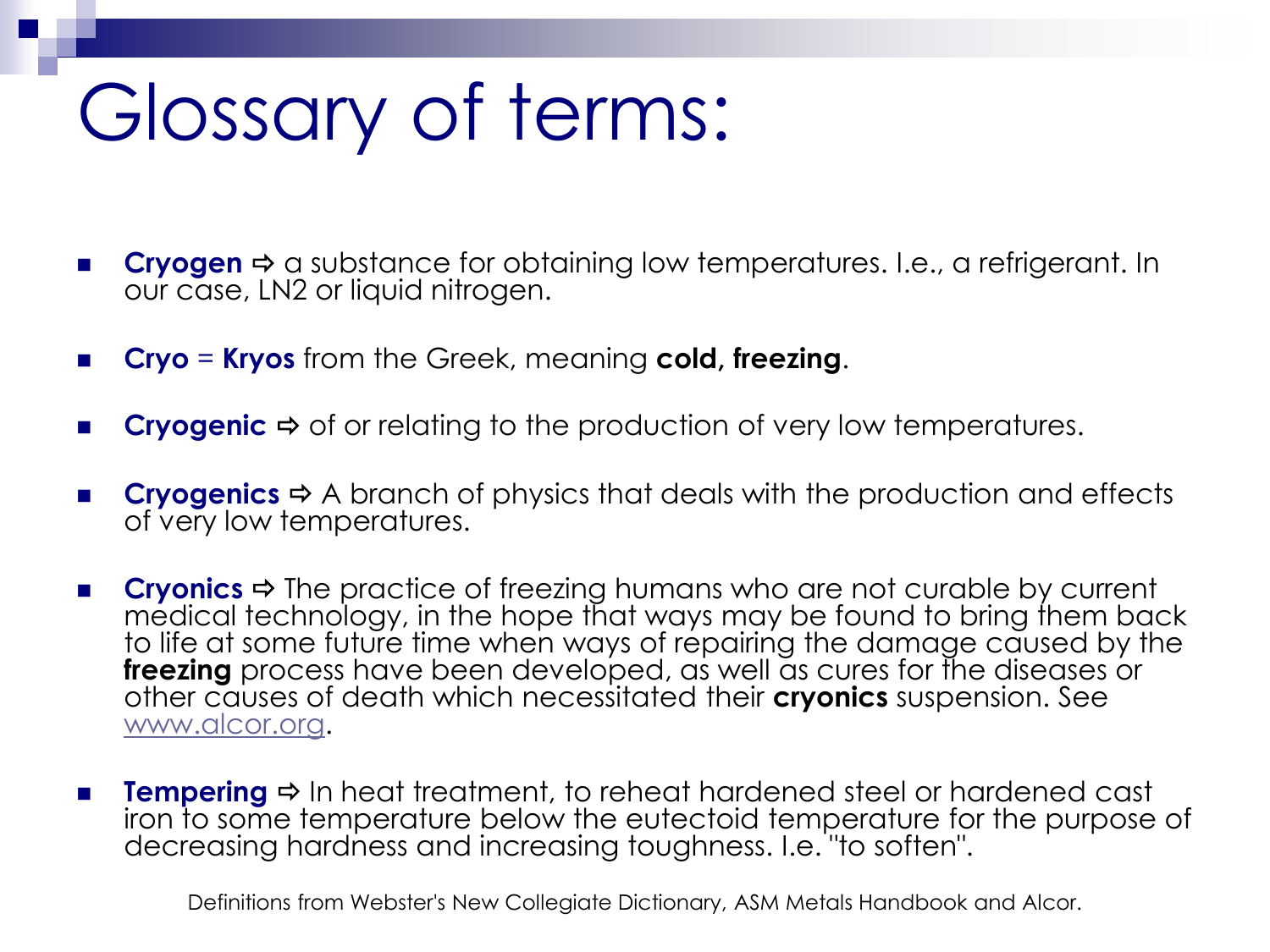# Glossary of terms:

- **Cryogen** ⇨ a substance for obtaining low temperatures. I.e., a refrigerant. In our case, LN2 or liquid nitrogen.
- **Cryo** = **Kryos** from the Greek, meaning **cold, freezing**.
- **Cryogenic** ⇨ of or relating to the production of very low temperatures.
- **Cryogenics** ⇨ A branch of physics that deals with the production and effects of very low temperatures.
- **Cryonics** ⇨ The practice of freezing humans who are not curable by current medical technology, in the hope that ways may be found to bring them back to life at some future time when ways of repairing the damage caused by the **freezing** process have been developed, as well as cures for the diseases or other causes of death which necessitated their **cryonics** suspension. See www.alcor.org.
- **Tempering** ⇨ In heat treatment, to reheat hardened steel or hardened cast iron to some temperature below the eutectoid temperature for the purpose of decreasing hardness and increasing toughness. I.e. "to soften".

Definitions from Webster's New Collegiate Dictionary, ASM Metals Handbook and Alcor.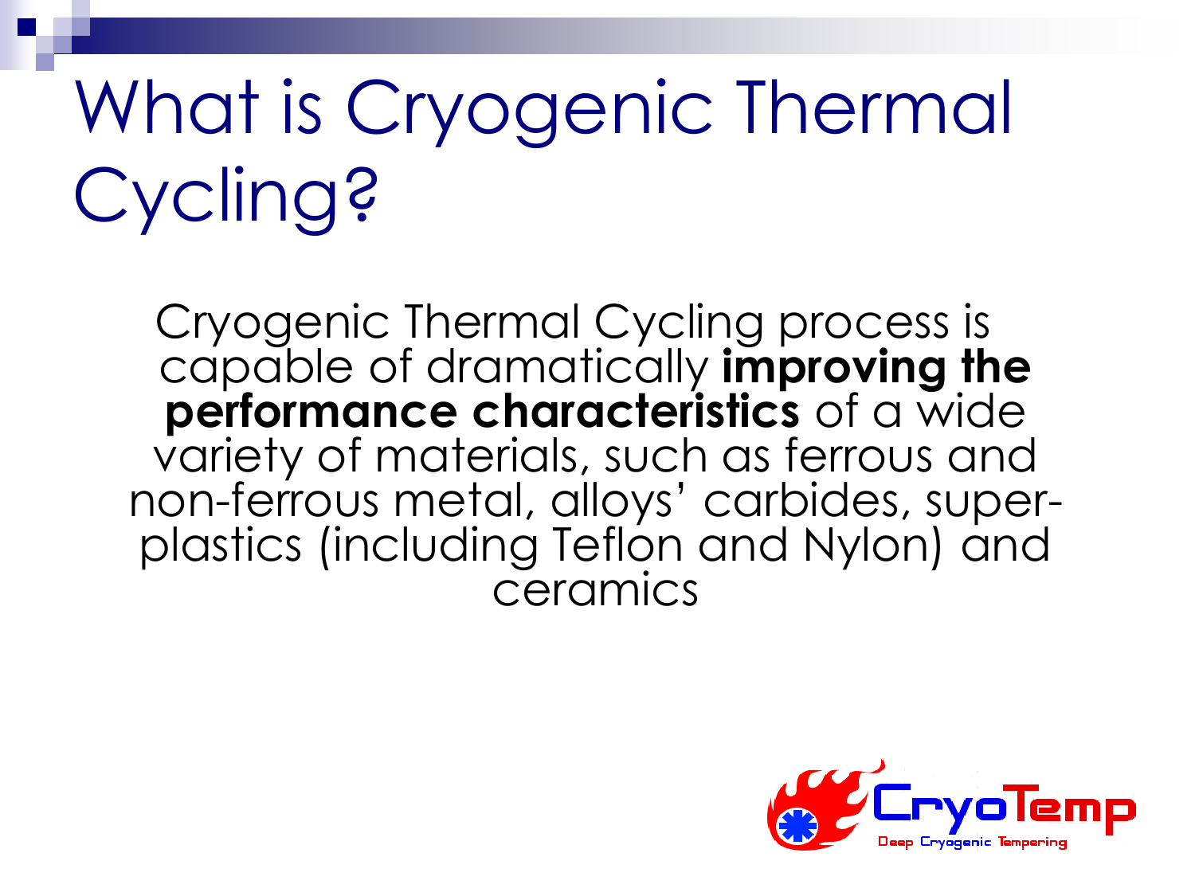# What is Cryogenic Thermal Cycling?

Cryogenic Thermal Cycling process is capable of dramatically **improving the performance characteristics** of a wide variety of materials, such as ferrous and non-ferrous metal, alloys' carbides, super-plastics (including Teflon and Nylon) and ceramics

CryoTemp

Deep Cryogenic Tempering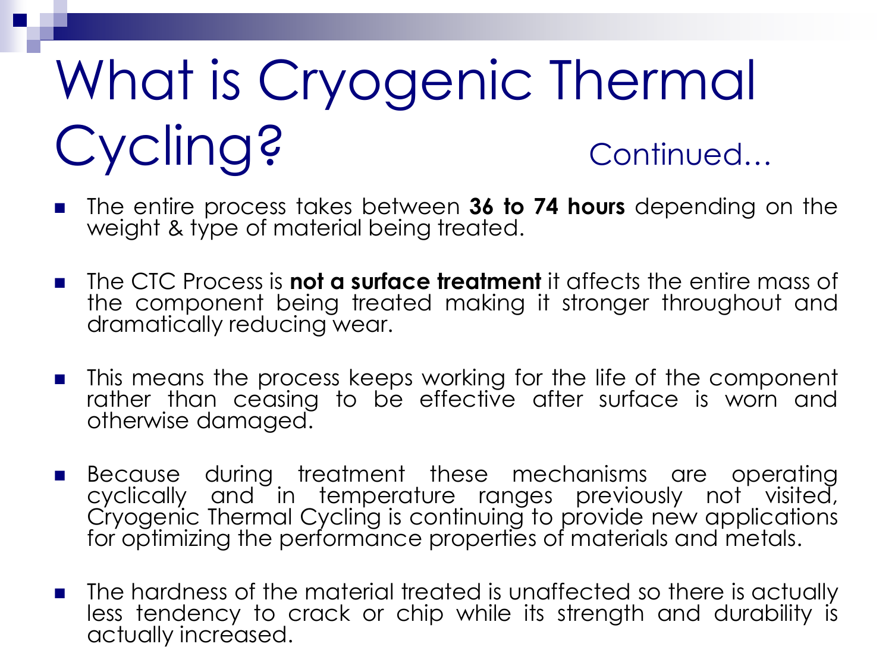# What is Cryogenic Thermal Cycling? Continued…

- The entire process takes between **36 to 74 hours** depending on the weight & type of material being treated.
- The CTC Process is **not a surface treatment** it affects the entire mass of the component being treated making it stronger throughout and dramatically reducing wear.
- This means the process keeps working for the life of the component rather than ceasing to be effective after surface is worn and otherwise damaged.
- Because during treatment these mechanisms are operating cyclically and in temperature ranges previously not visited, Cryogenic Thermal Cycling is continuing to provide new applications for optimizing the performance properties of materials and metals.
- The hardness of the material treated is unaffected so there is actually less tendency to crack or chip while its strength and durability is actually increased.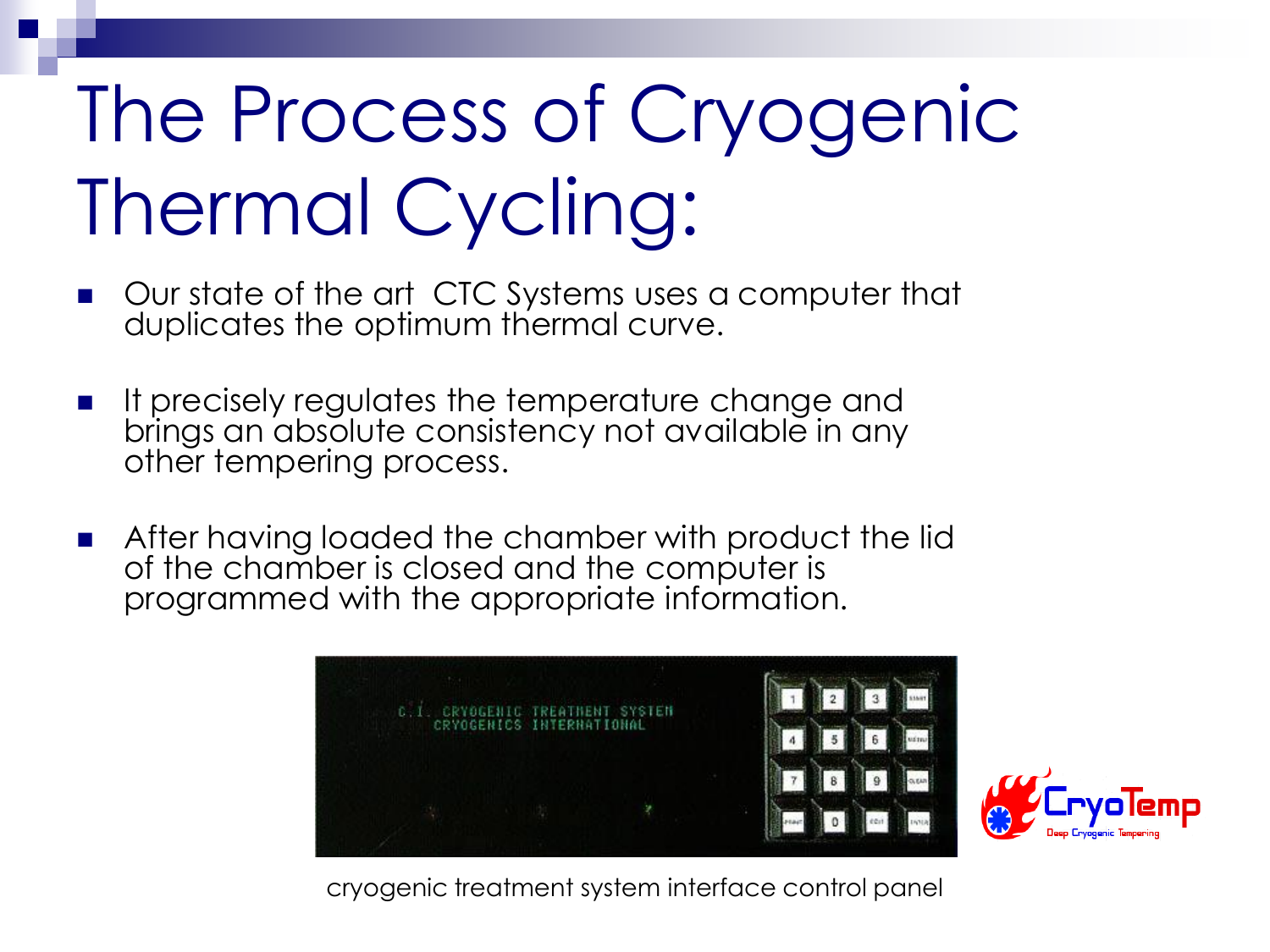# The Process of Cryogenic Thermal Cycling:

- Our state of the art  CTC Systems uses a computer that duplicates the optimum thermal curve.

- It precisely regulates the temperature change and brings an absolute consistency not available in any other tempering process.

- After having loaded the chamber with product the lid of the chamber is closed and the computer is programmed with the appropriate information.

cryogenic treatment system interface control panel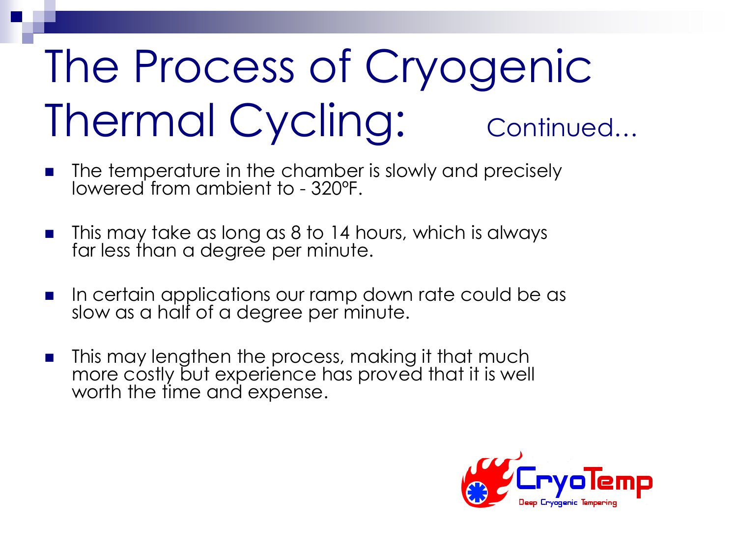# The Process of Cryogenic Thermal Cycling: Continued...

- The temperature in the chamber is slowly and precisely lowered from ambient to - 320°F.
- This may take as long as 8 to 14 hours, which is always far less than a degree per minute.
- In certain applications our ramp down rate could be as slow as a half of a degree per minute.
- This may lengthen the process, making it that much more costly but experience has proved that it is well worth the time and expense.

CryoTemp
Deep Cryogenic Tempering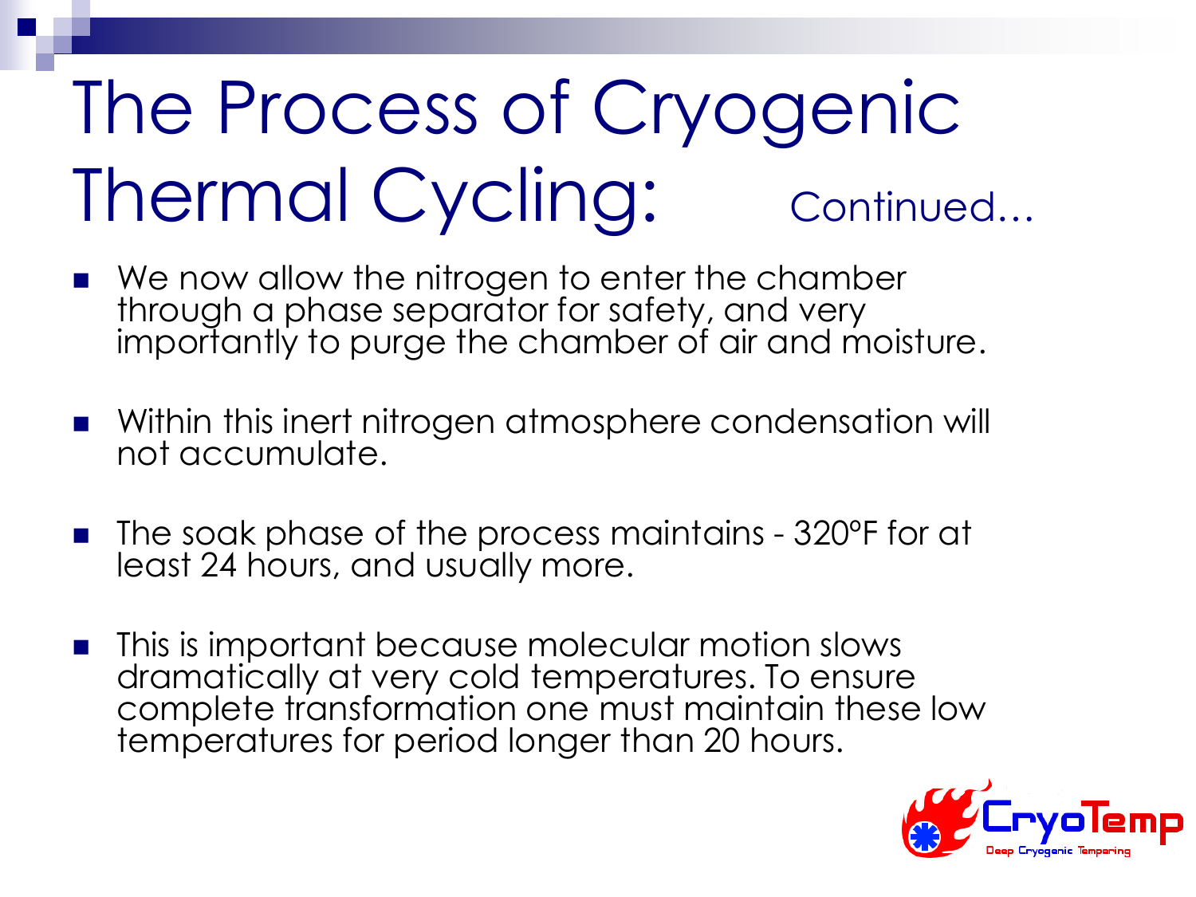# The Process of Cryogenic Thermal Cycling: Continued...

- We now allow the nitrogen to enter the chamber through a phase separator for safety, and very importantly to purge the chamber of air and moisture.
- Within this inert nitrogen atmosphere condensation will not accumulate.
- The soak phase of the process maintains - 320°F for at least 24 hours, and usually more.
- This is important because molecular motion slows dramatically at very cold temperatures. To ensure complete transformation one must maintain these low temperatures for period longer than 20 hours.

CryoTemp
Deep Cryogenic Tempering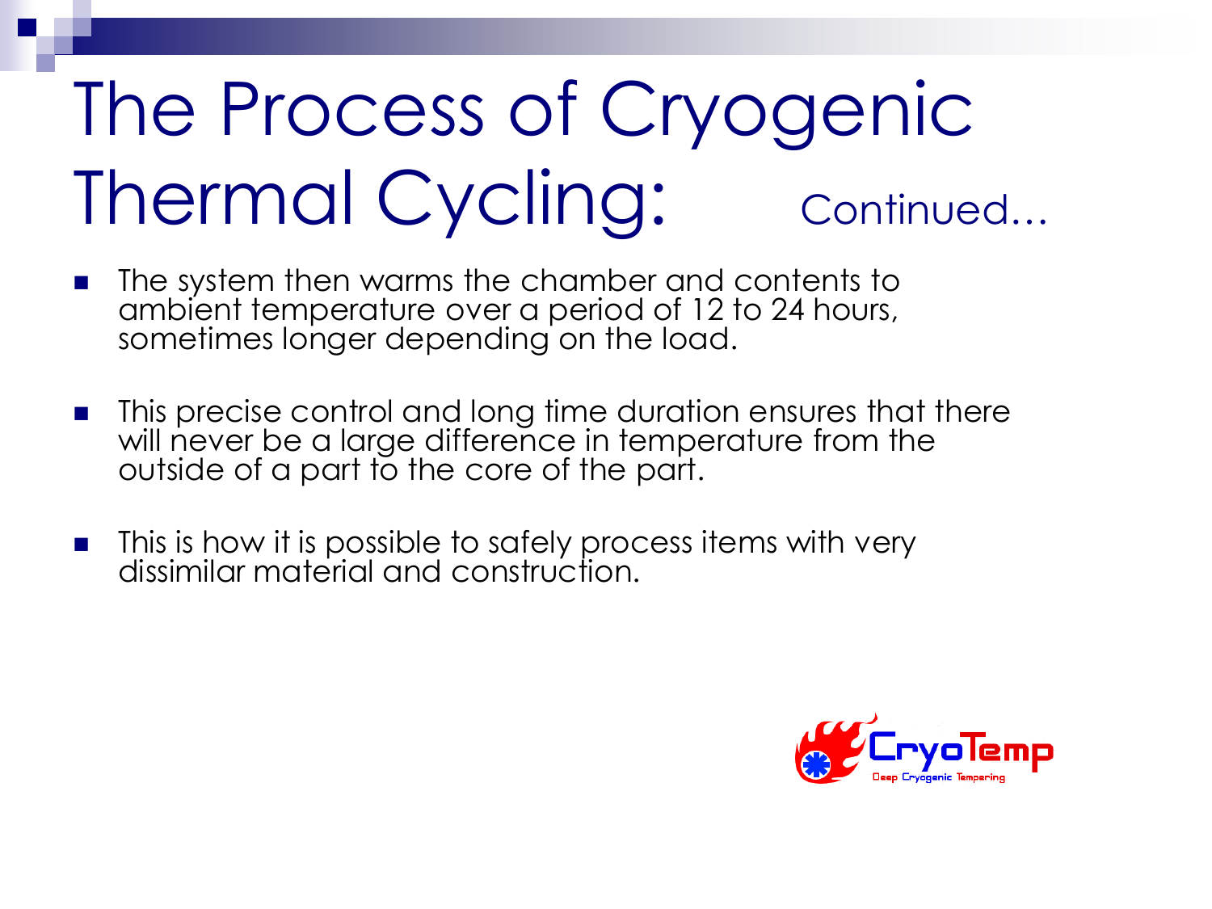# The Process of Cryogenic Thermal Cycling: Continued...

- The system then warms the chamber and contents to ambient temperature over a period of 12 to 24 hours, sometimes longer depending on the load.
- This precise control and long time duration ensures that there will never be a large difference in temperature from the outside of a part to the core of the part.
- This is how it is possible to safely process items with very dissimilar material and construction.

CryoTemp
Deep Cryogenic Tempering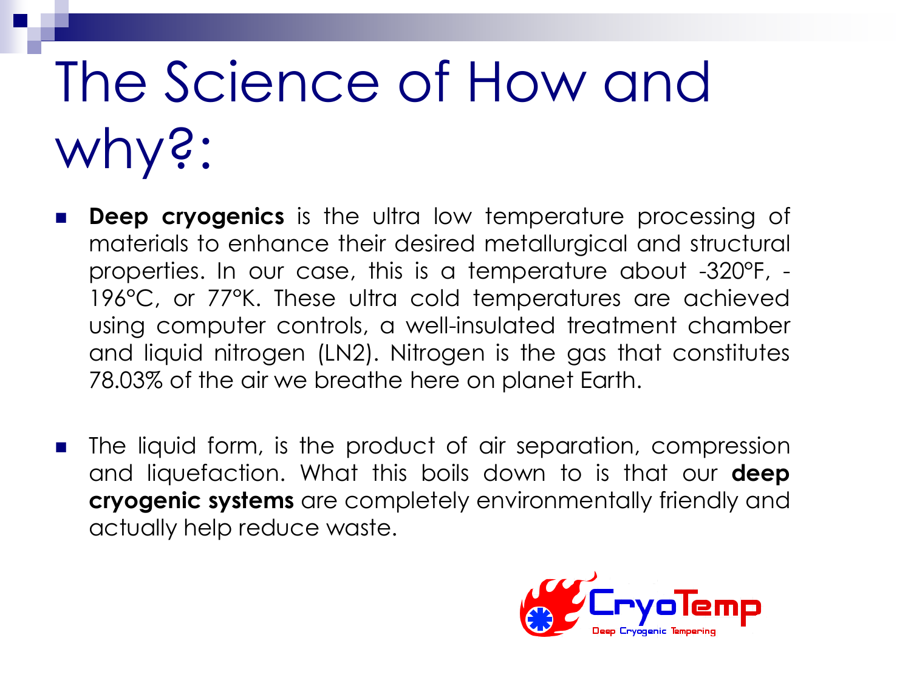# The Science of How and why?:

- **Deep cryogenics** is the ultra low temperature processing of materials to enhance their desired metallurgical and structural properties. In our case, this is a temperature about -320°F, -196°C, or 77°K. These ultra cold temperatures are achieved using computer controls, a well-insulated treatment chamber and liquid nitrogen (LN2). Nitrogen is the gas that constitutes 78.03% of the air we breathe here on planet Earth.

- The liquid form, is the product of air separation, compression and liquefaction. What this boils down to is that our **deep cryogenic systems** are completely environmentally friendly and actually help reduce waste.

CryoTemp
Deep Cryogenic Tempering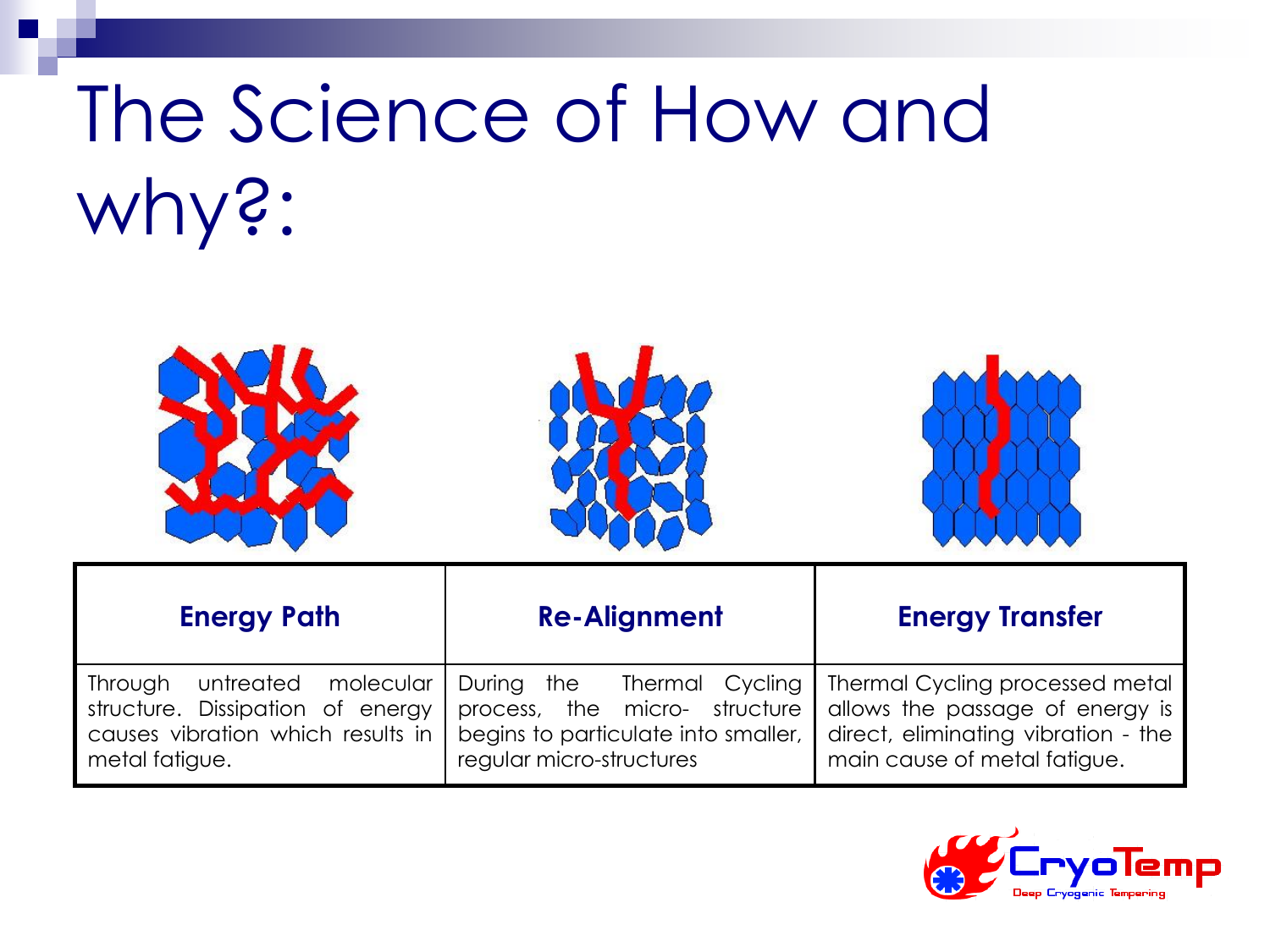# The Science of How and why?:

| Energy Path | Re-Alignment | Energy Transfer |
|---|---|---|
| Through untreated molecular structure. Dissipation of energy causes vibration which results in metal fatigue. | During the Thermal Cycling process, the micro- structure begins to particulate into smaller, regular micro-structures | Thermal Cycling processed metal allows the passage of energy is direct, eliminating vibration - the main cause of metal fatigue. |

CryoTemp
Deep Cryogenic Tempering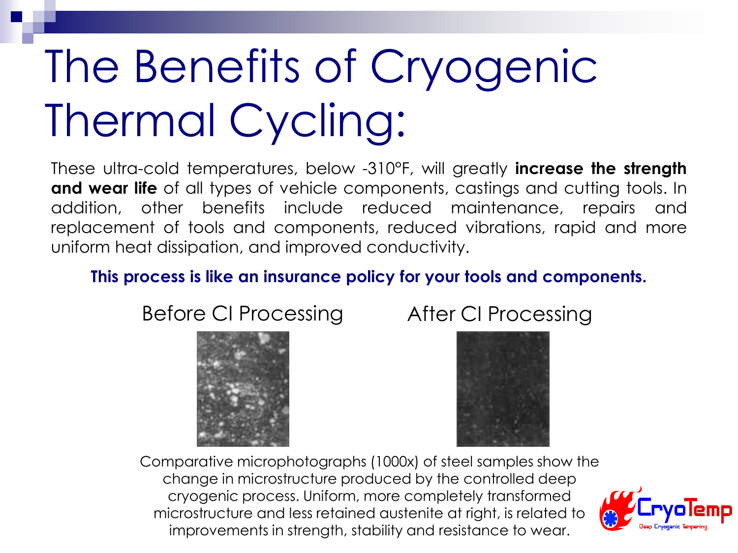# The Benefits of Cryogenic Thermal Cycling:

These ultra-cold temperatures, below -310°F, will greatly **increase the strength and wear life** of all types of vehicle components, castings and cutting tools. In addition, other benefits include reduced maintenance, repairs and replacement of tools and components, reduced vibrations, rapid and more uniform heat dissipation, and improved conductivity.

**This process is like an insurance policy for your tools and components.**

Before CI Processing

After CI Processing

Comparative microphotographs (1000x) of steel samples show the change in microstructure produced by the controlled deep cryogenic process. Uniform, more completely transformed microstructure and less retained austenite at right, is related to improvements in strength, stability and resistance to wear.

CryoTemp
Deep Cryogenic Tempering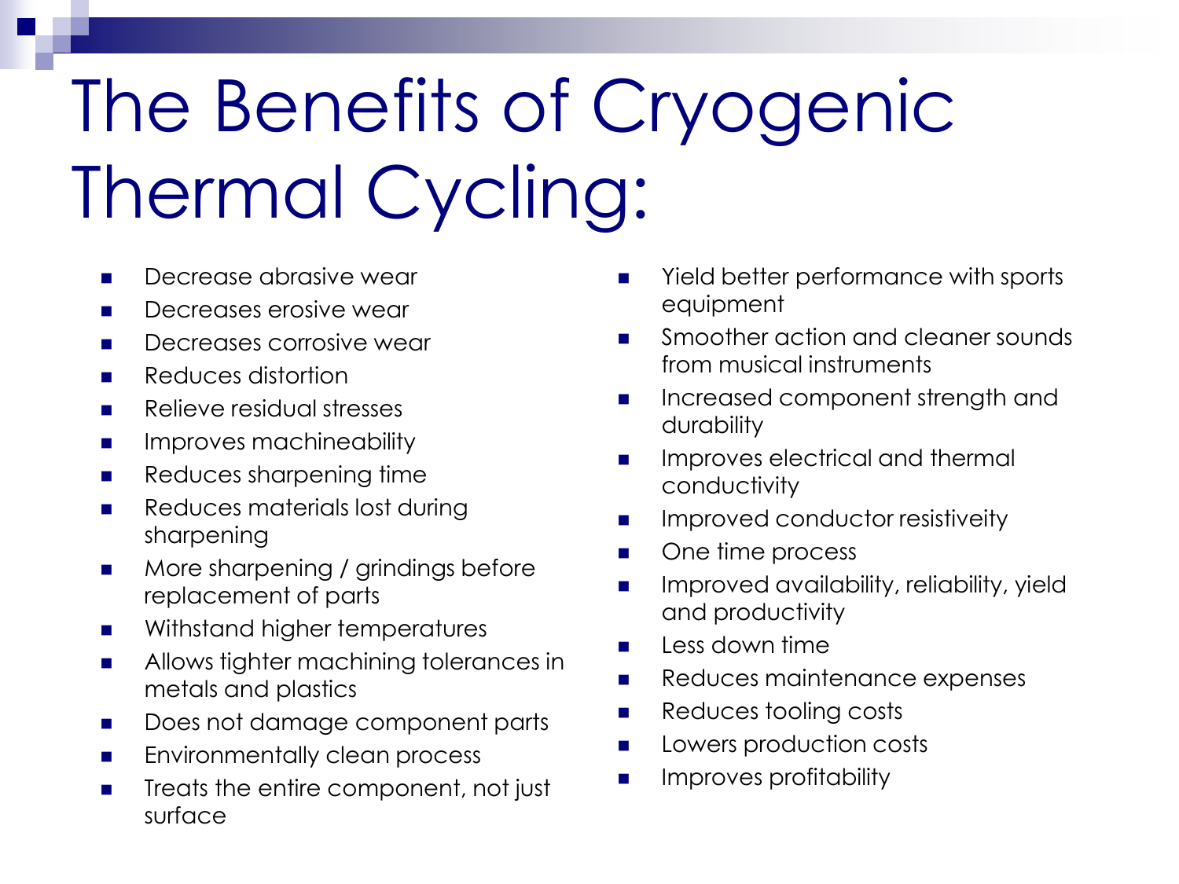# The Benefits of Cryogenic Thermal Cycling:

- Decrease abrasive wear
- Decreases erosive wear
- Decreases corrosive wear
- Reduces distortion
- Relieve residual stresses
- Improves machineability
- Reduces sharpening time
- Reduces materials lost during sharpening
- More sharpening / grindings before replacement of parts
- Withstand higher temperatures
- Allows tighter machining tolerances in metals and plastics
- Does not damage component parts
- Environmentally clean process
- Treats the entire component, not just surface
- Yield better performance with sports equipment
- Smoother action and cleaner sounds from musical instruments
- Increased component strength and durability
- Improves electrical and thermal conductivity
- Improved conductor resistiveity
- One time process
- Improved availability, reliability, yield and productivity
- Less down time
- Reduces maintenance expenses
- Reduces tooling costs
- Lowers production costs
- Improves profitability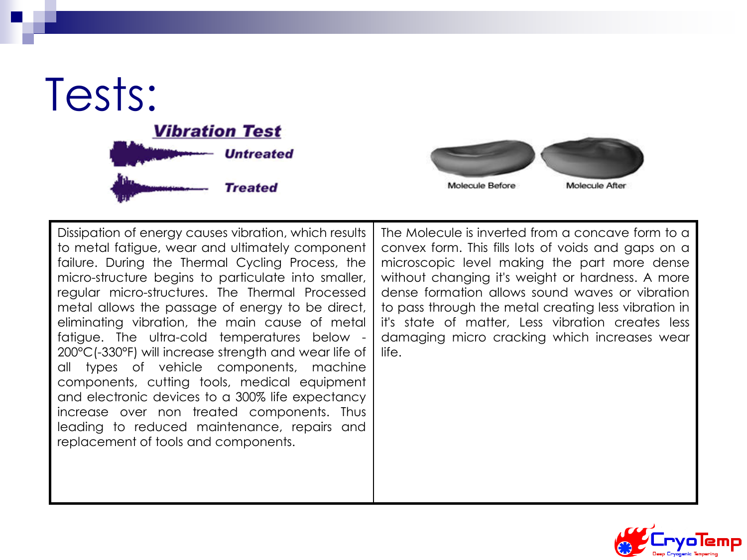# Tests:

**Vibration Test**

**Untreated**

**Treated**

Molecule Before

Molecule After

| Dissipation of energy causes vibration, which results to metal fatigue, wear and ultimately component failure. During the Thermal Cycling Process, the micro-structure begins to particulate into smaller, regular micro-structures. The Thermal Processed metal allows the passage of energy to be direct, eliminating vibration, the main cause of metal fatigue. The ultra-cold temperatures below -200°C(-330°F) will increase strength and wear life of all types of vehicle components, machine components, cutting tools, medical equipment and electronic devices to a 300% life expectancy increase over non treated components. Thus leading to reduced maintenance, repairs and replacement of tools and components. | The Molecule is inverted from a concave form to a convex form. This fills lots of voids and gaps on a microscopic level making the part more dense without changing it's weight or hardness. A more dense formation allows sound waves or vibration to pass through the metal creating less vibration in it's state of matter, Less vibration creates less damaging micro cracking which increases wear life. |
|---|---|

CryoTemp
Deep Cryogenic Tempering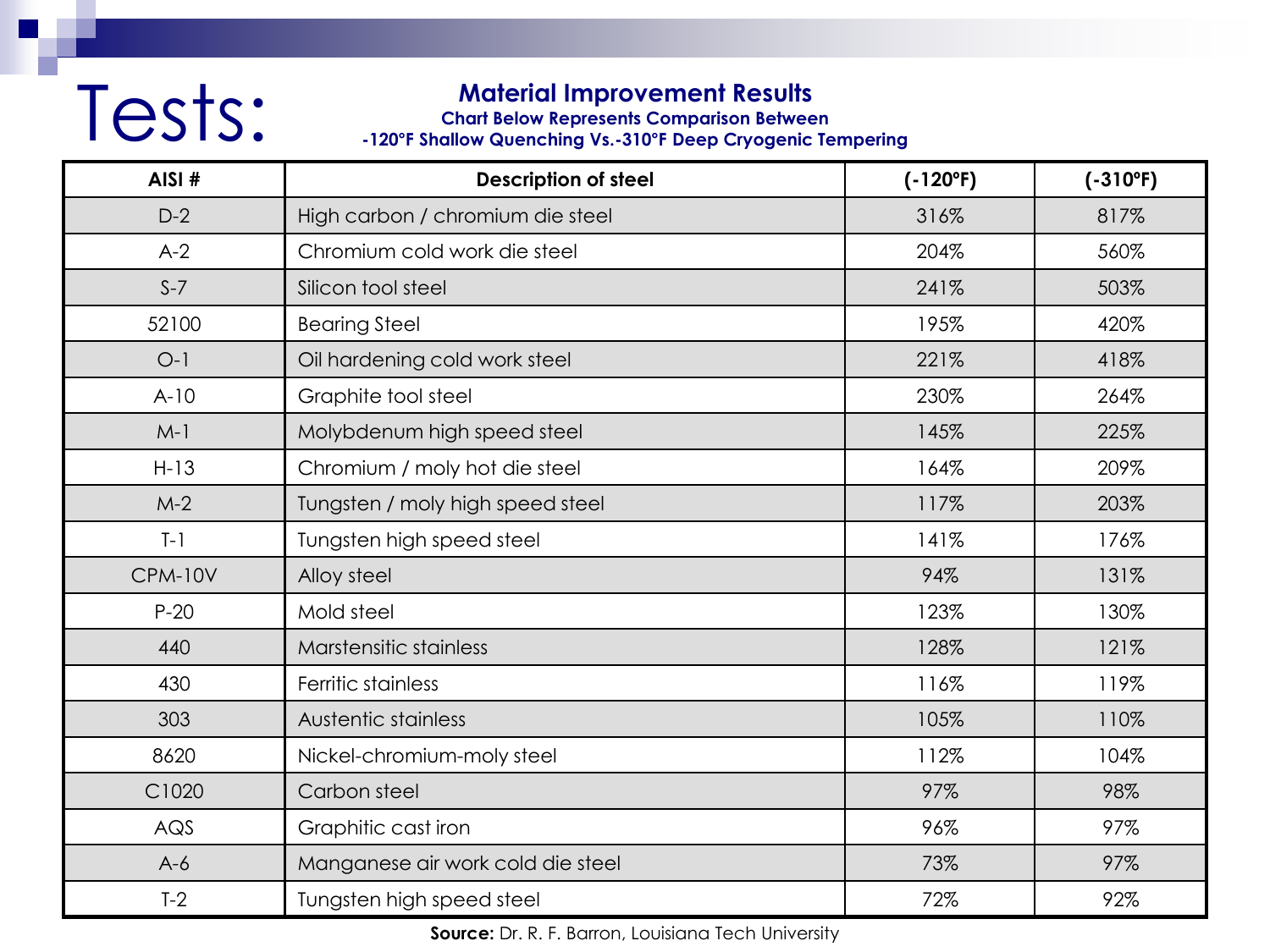# Tests:

## Material Improvement Results

**Chart Below Represents Comparison Between**
**-120°F Shallow Quenching Vs.-310°F Deep Cryogenic Tempering**

| AISI # | Description of steel | (-120°F) | (-310°F) |
|---|---|---|---|
| D-2 | High carbon / chromium die steel | 316% | 817% |
| A-2 | Chromium cold work die steel | 204% | 560% |
| S-7 | Silicon tool steel | 241% | 503% |
| 52100 | Bearing Steel | 195% | 420% |
| O-1 | Oil hardening cold work steel | 221% | 418% |
| A-10 | Graphite tool steel | 230% | 264% |
| M-1 | Molybdenum high speed steel | 145% | 225% |
| H-13 | Chromium / moly hot die steel | 164% | 209% |
| M-2 | Tungsten / moly high speed steel | 117% | 203% |
| T-1 | Tungsten high speed steel | 141% | 176% |
| CPM-10V | Alloy steel | 94% | 131% |
| P-20 | Mold steel | 123% | 130% |
| 440 | Marstensitic stainless | 128% | 121% |
| 430 | Ferritic stainless | 116% | 119% |
| 303 | Austentic stainless | 105% | 110% |
| 8620 | Nickel-chromium-moly steel | 112% | 104% |
| C1020 | Carbon steel | 97% | 98% |
| AQS | Graphitic cast iron | 96% | 97% |
| A-6 | Manganese air work cold die steel | 73% | 97% |
| T-2 | Tungsten high speed steel | 72% | 92% |

**Source:** Dr. R. F. Barron, Louisiana Tech University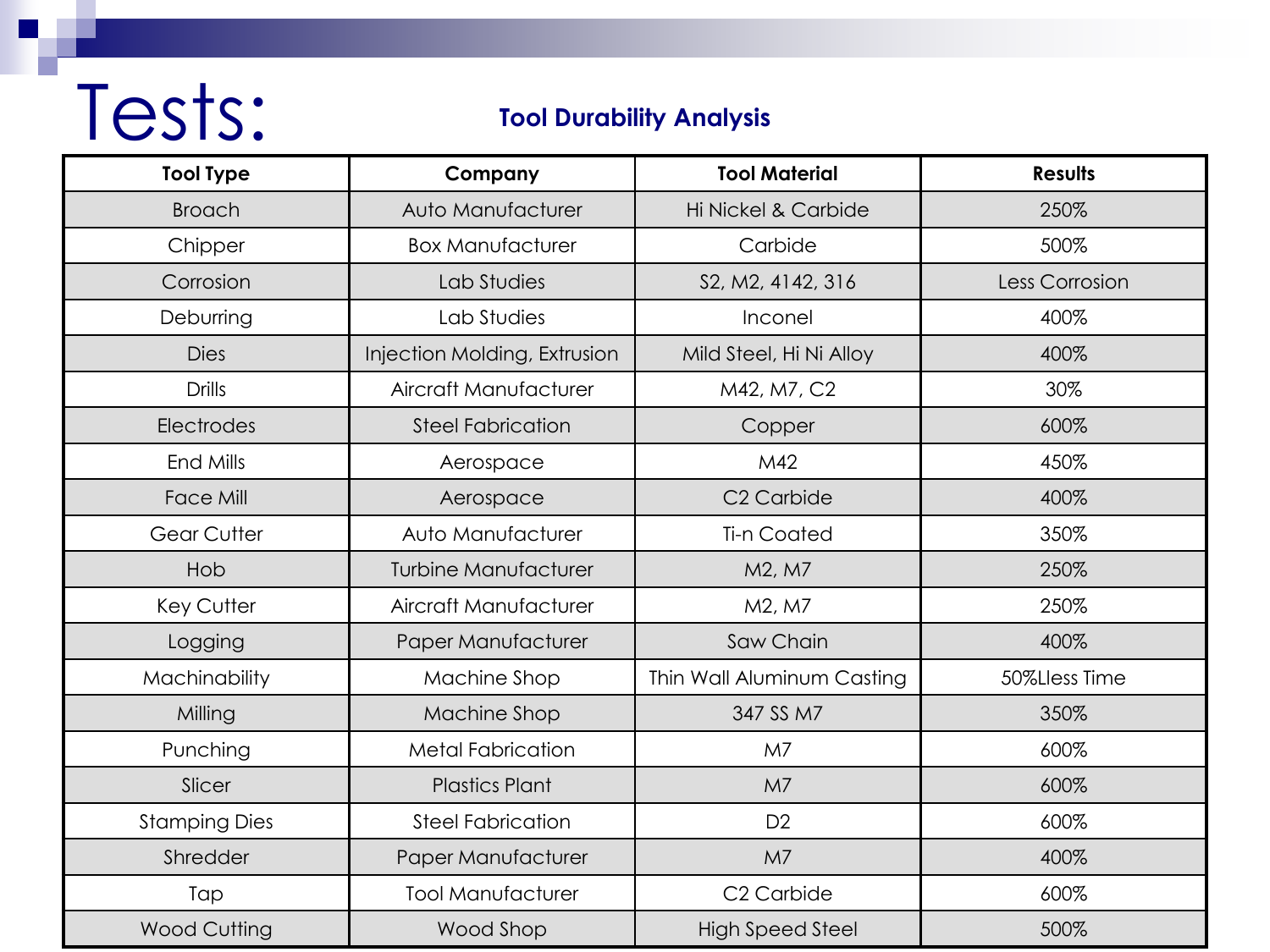# Tests:

### Tool Durability Analysis

| Tool Type | Company | Tool Material | Results |
|---|---|---|---|
| Broach | Auto Manufacturer | Hi Nickel & Carbide | 250% |
| Chipper | Box Manufacturer | Carbide | 500% |
| Corrosion | Lab Studies | S2, M2, 4142, 316 | Less Corrosion |
| Deburring | Lab Studies | Inconel | 400% |
| Dies | Injection Molding, Extrusion | Mild Steel, Hi Ni Alloy | 400% |
| Drills | Aircraft Manufacturer | M42, M7, C2 | 30% |
| Electrodes | Steel Fabrication | Copper | 600% |
| End Mills | Aerospace | M42 | 450% |
| Face Mill | Aerospace | C2 Carbide | 400% |
| Gear Cutter | Auto Manufacturer | Ti-n Coated | 350% |
| Hob | Turbine Manufacturer | M2, M7 | 250% |
| Key Cutter | Aircraft Manufacturer | M2, M7 | 250% |
| Logging | Paper Manufacturer | Saw Chain | 400% |
| Machinability | Machine Shop | Thin Wall Aluminum Casting | 50%Lless Time |
| Milling | Machine Shop | 347 SS M7 | 350% |
| Punching | Metal Fabrication | M7 | 600% |
| Slicer | Plastics Plant | M7 | 600% |
| Stamping Dies | Steel Fabrication | D2 | 600% |
| Shredder | Paper Manufacturer | M7 | 400% |
| Tap | Tool Manufacturer | C2 Carbide | 600% |
| Wood Cutting | Wood Shop | High Speed Steel | 500% |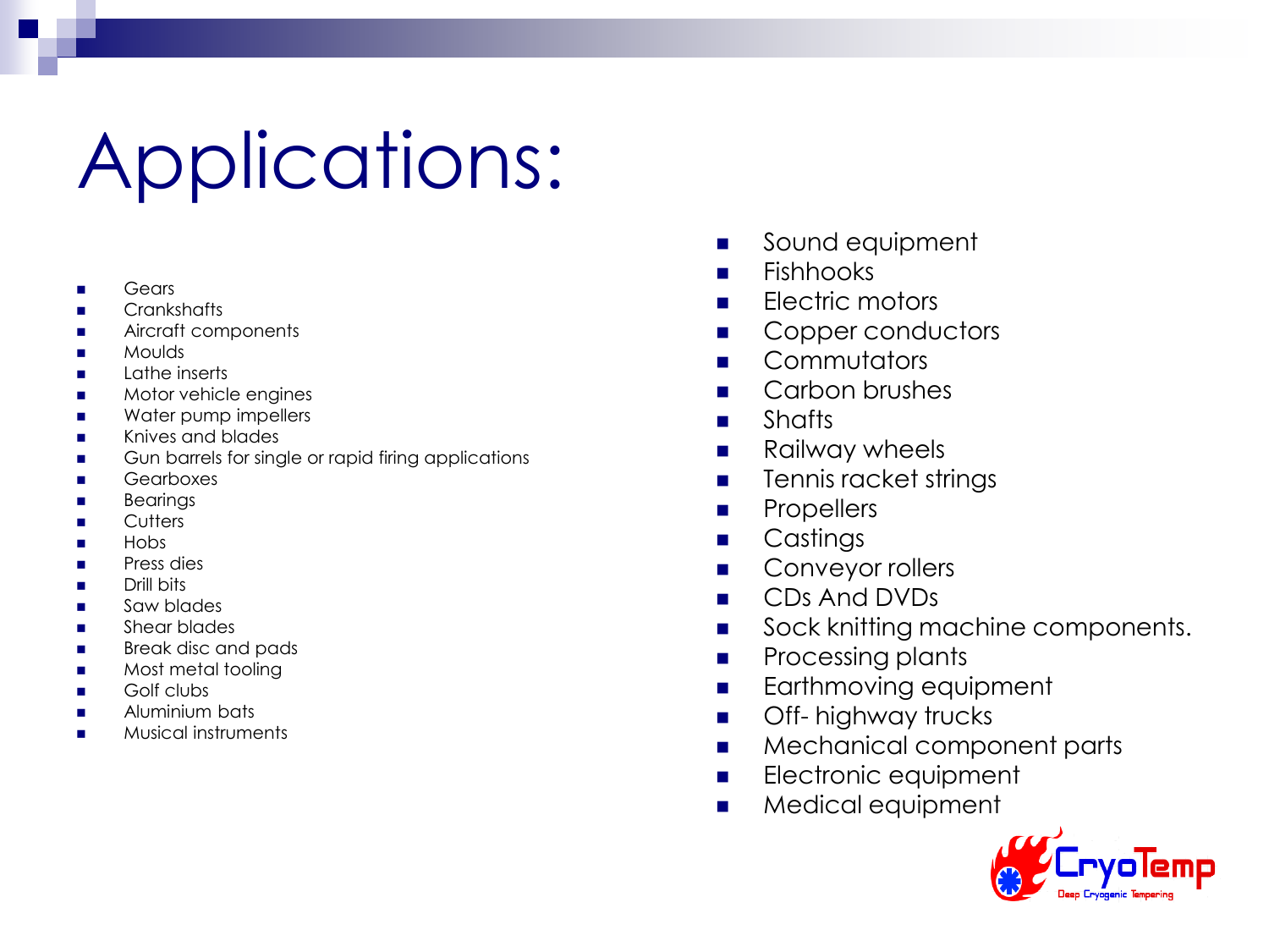# Applications:

- Gears
- Crankshafts
- Aircraft components
- Moulds
- Lathe inserts
- Motor vehicle engines
- Water pump impellers
- Knives and blades
- Gun barrels for single or rapid firing applications
- Gearboxes
- Bearings
- Cutters
- Hobs
- Press dies
- Drill bits
- Saw blades
- Shear blades
- Break disc and pads
- Most metal tooling
- Golf clubs
- Aluminium bats
- Musical instruments

- Sound equipment
- Fishhooks
- Electric motors
- Copper conductors
- Commutators
- Carbon brushes
- Shafts
- Railway wheels
- Tennis racket strings
- Propellers
- Castings
- Conveyor rollers
- CDs And DVDs
- Sock knitting machine components.
- Processing plants
- Earthmoving equipment
- Off- highway trucks
- Mechanical component parts
- Electronic equipment
- Medical equipment

CryoTemp
Deep Cryogenic Tempering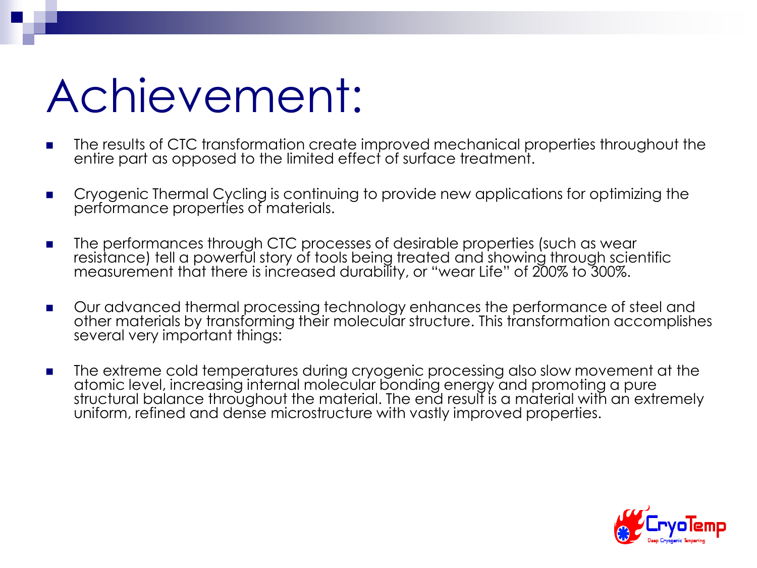# Achievement:

- The results of CTC transformation create improved mechanical properties throughout the entire part as opposed to the limited effect of surface treatment.
- Cryogenic Thermal Cycling is continuing to provide new applications for optimizing the performance properties of materials.
- The performances through CTC processes of desirable properties (such as wear resistance) tell a powerful story of tools being treated and showing through scientific measurement that there is increased durability, or "wear Life" of 200% to 300%.
- Our advanced thermal processing technology enhances the performance of steel and other materials by transforming their molecular structure. This transformation accomplishes several very important things:
- The extreme cold temperatures during cryogenic processing also slow movement at the atomic level, increasing internal molecular bonding energy and promoting a pure structural balance throughout the material. The end result is a material with an extremely uniform, refined and dense microstructure with vastly improved properties.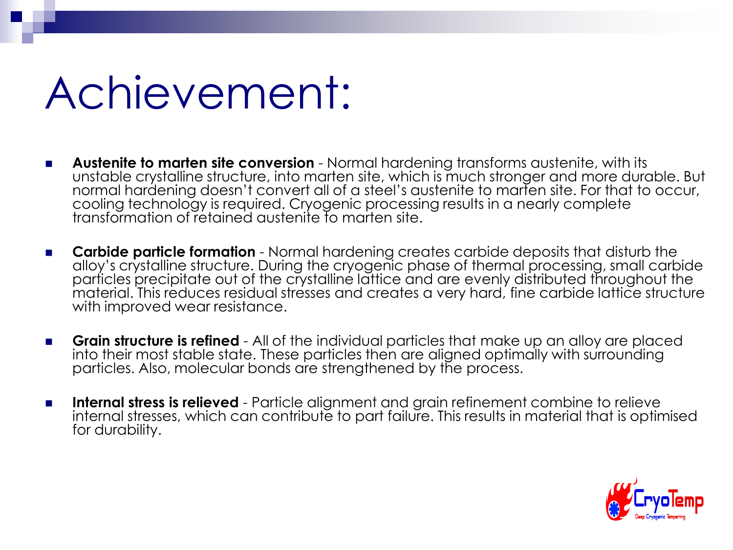# Achievement:

- **Austenite to marten site conversion** - Normal hardening transforms austenite, with its unstable crystalline structure, into marten site, which is much stronger and more durable. But normal hardening doesn't convert all of a steel's austenite to marten site. For that to occur, cooling technology is required. Cryogenic processing results in a nearly complete transformation of retained austenite to marten site.

- **Carbide particle formation** - Normal hardening creates carbide deposits that disturb the alloy's crystalline structure. During the cryogenic phase of thermal processing, small carbide particles precipitate out of the crystalline lattice and are evenly distributed throughout the material. This reduces residual stresses and creates a very hard, fine carbide lattice structure with improved wear resistance.

- **Grain structure is refined** - All of the individual particles that make up an alloy are placed into their most stable state. These particles then are aligned optimally with surrounding particles. Also, molecular bonds are strengthened by the process.

- **Internal stress is relieved** - Particle alignment and grain refinement combine to relieve internal stresses, which can contribute to part failure. This results in material that is optimised for durability.

CryoTemp
Deep Cryogenic Tempering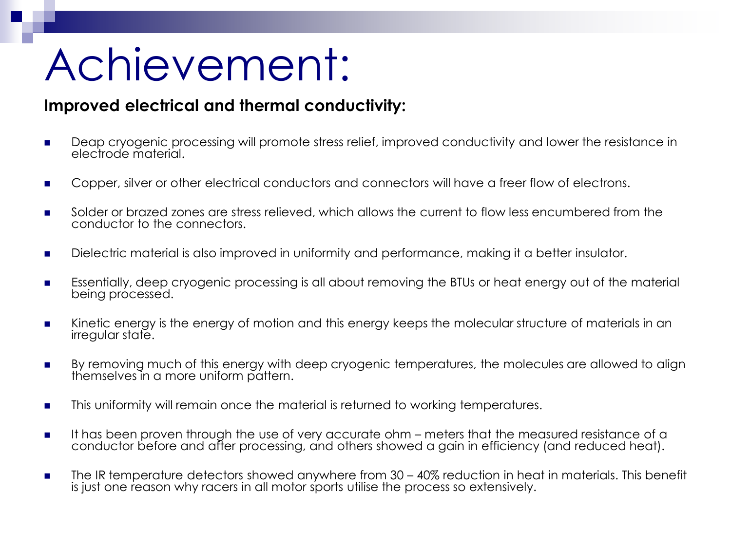# Achievement:

**Improved electrical and thermal conductivity:**

- Deap cryogenic processing will promote stress relief, improved conductivity and lower the resistance in electrode material.
- Copper, silver or other electrical conductors and connectors will have a freer flow of electrons.
- Solder or brazed zones are stress relieved, which allows the current to flow less encumbered from the conductor to the connectors.
- Dielectric material is also improved in uniformity and performance, making it a better insulator.
- Essentially, deep cryogenic processing is all about removing the BTUs or heat energy out of the material being processed.
- Kinetic energy is the energy of motion and this energy keeps the molecular structure of materials in an irregular state.
- By removing much of this energy with deep cryogenic temperatures, the molecules are allowed to align themselves in a more uniform pattern.
- This uniformity will remain once the material is returned to working temperatures.
- It has been proven through the use of very accurate ohm – meters that the measured resistance of a conductor before and after processing, and others showed a gain in efficiency (and reduced heat).
- The IR temperature detectors showed anywhere from 30 – 40% reduction in heat in materials. This benefit is just one reason why racers in all motor sports utilise the process so extensively.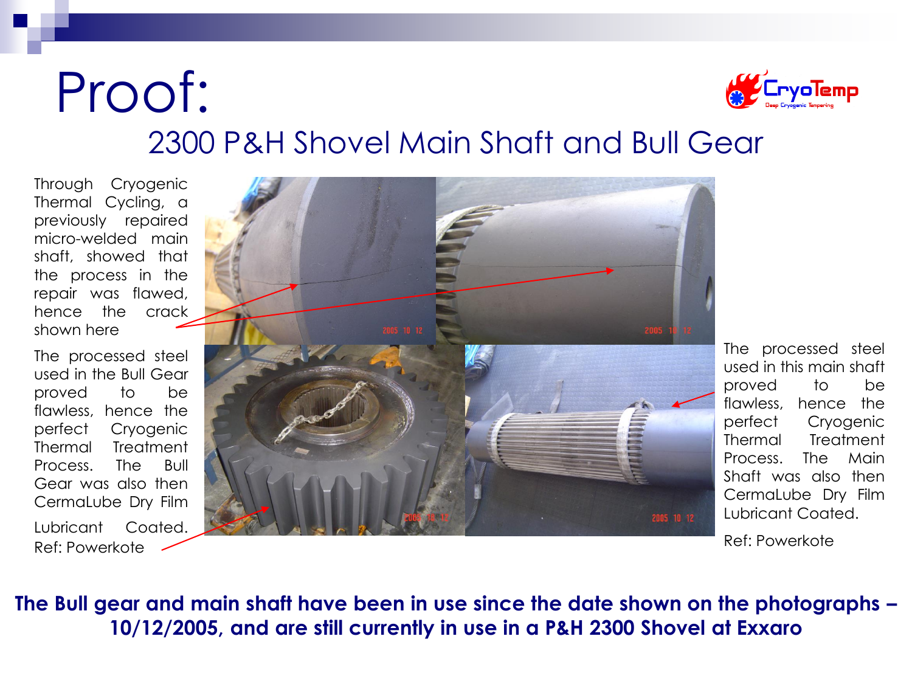# Proof:

## 2300 P&H Shovel Main Shaft and Bull Gear

Through Cryogenic Thermal Cycling, a previously repaired micro-welded main shaft, showed that the process in the repair was flawed, hence the crack shown here

The processed steel used in the Bull Gear proved to be flawless, hence the perfect Cryogenic Thermal Treatment Process. The Bull Gear was also then CermaLube Dry Film Lubricant Coated. Ref: Powerkote

The processed steel used in this main shaft proved to be flawless, hence the perfect Cryogenic Thermal Treatment Process. The Main Shaft was also then CermaLube Dry Film Lubricant Coated.

Ref: Powerkote

**The Bull gear and main shaft have been in use since the date shown on the photographs – 10/12/2005, and are still currently in use in a P&H 2300 Shovel at Exxaro**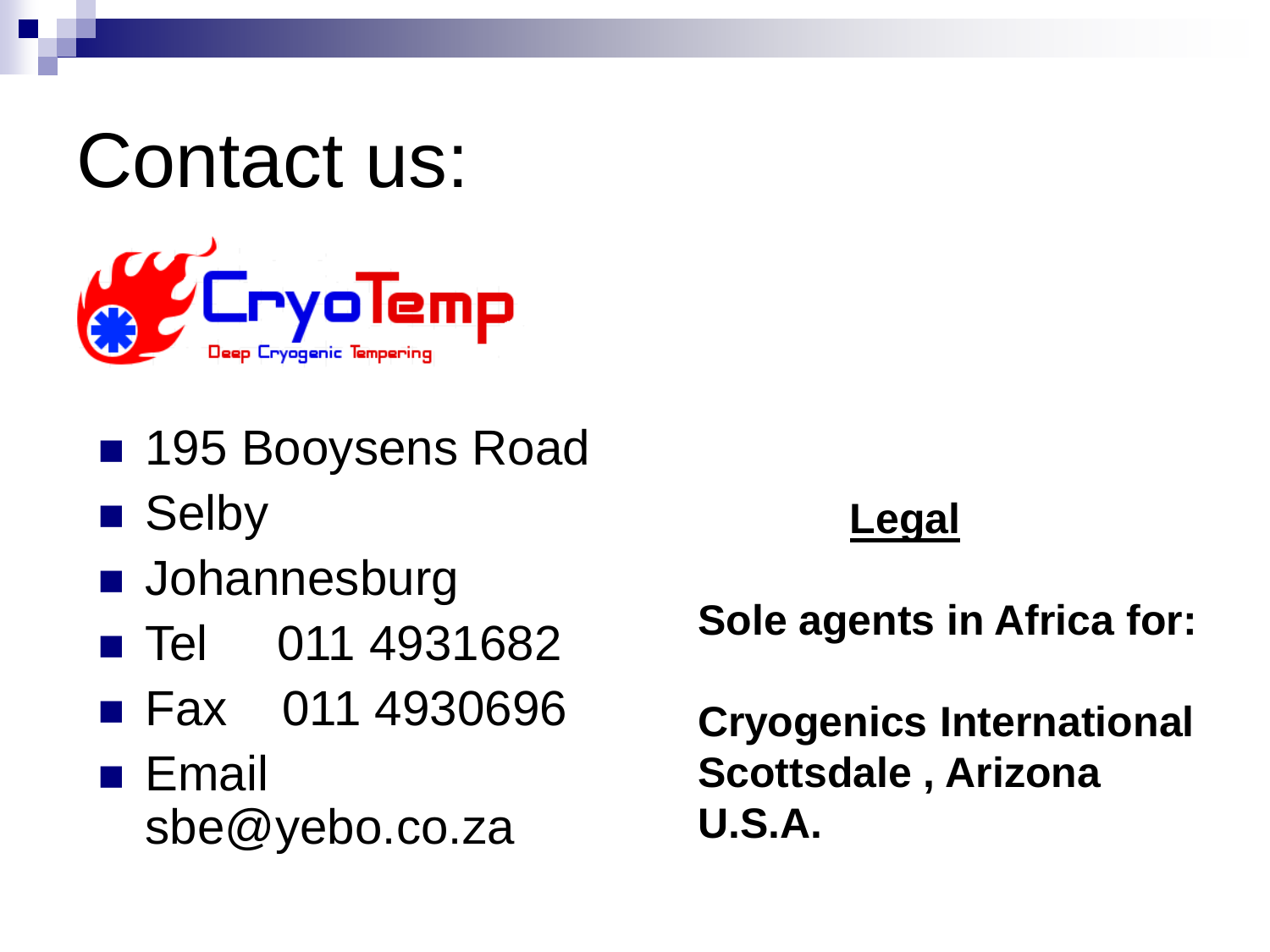# Contact us:

CryoTemp

Deep Cryogenic Tempering

- 195 Booysens Road
- Selby
- Johannesburg
- Tel 011 4931682
- Fax 011 4930696
- Email sbe@yebo.co.za

**Legal**

**Sole agents in Africa for:**

**Cryogenics International**
**Scottsdale , Arizona**
**U.S.A.**